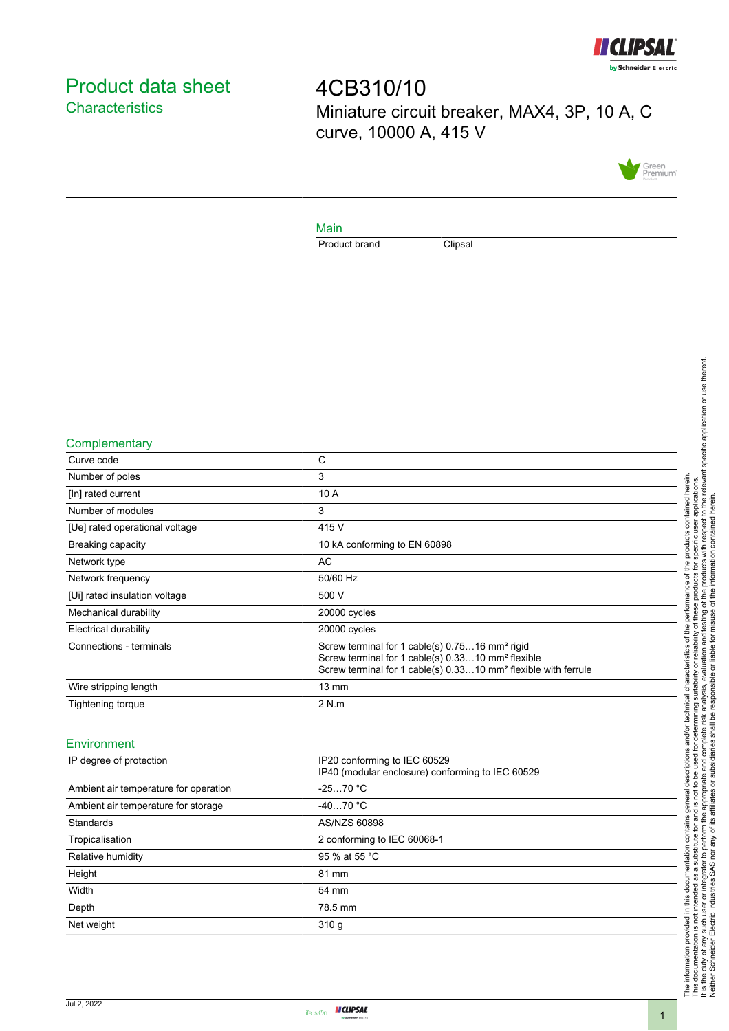# Product data sheet
## Characteristics

# 4CB310/10

Miniature circuit breaker, MAX4, 3P, 10 A, C curve, 10000 A, 415 V

## Main

| | |
|---|---|
| Product brand | Clipsal |

## Complementary

| | |
|---|---|
| Curve code | C |
| Number of poles | 3 |
| [In] rated current | 10 A |
| Number of modules | 3 |
| [Ue] rated operational voltage | 415 V |
| Breaking capacity | 10 kA conforming to EN 60898 |
| Network type | AC |
| Network frequency | 50/60 Hz |
| [Ui] rated insulation voltage | 500 V |
| Mechanical durability | 20000 cycles |
| Electrical durability | 20000 cycles |
| Connections - terminals | Screw terminal for 1 cable(s) 0.75…16 mm² rigid<br>Screw terminal for 1 cable(s) 0.33…10 mm² flexible<br>Screw terminal for 1 cable(s) 0.33…10 mm² flexible with ferrule |
| Wire stripping length | 13 mm |
| Tightening torque | 2 N.m |

## Environment

| | |
|---|---|
| IP degree of protection | IP20 conforming to IEC 60529<br>IP40 (modular enclosure) conforming to IEC 60529 |
| Ambient air temperature for operation | -25…70 °C |
| Ambient air temperature for storage | -40…70 °C |
| Standards | AS/NZS 60898 |
| Tropicalisation | 2 conforming to IEC 60068-1 |
| Relative humidity | 95 % at 55 °C |
| Height | 81 mm |
| Width | 54 mm |
| Depth | 78.5 mm |
| Net weight | 310 g |

The information provided in this documentation contains general descriptions and/or technical characteristics of the performance of the products contained herein. This documentation is not intended as a substitute for and is not to be used for determining suitability or reliability of these products for specific user applications. It is the duty of any such user or integrator to perform the appropriate and complete risk analysis, evaluation and testing of the products with respect to the relevant specific application or use thereof. Neither Schneider Electric Industries SAS nor any of its affiliates or subsidiaries shall be responsible or liable for misuse of the information contained herein.

Jul 2, 2022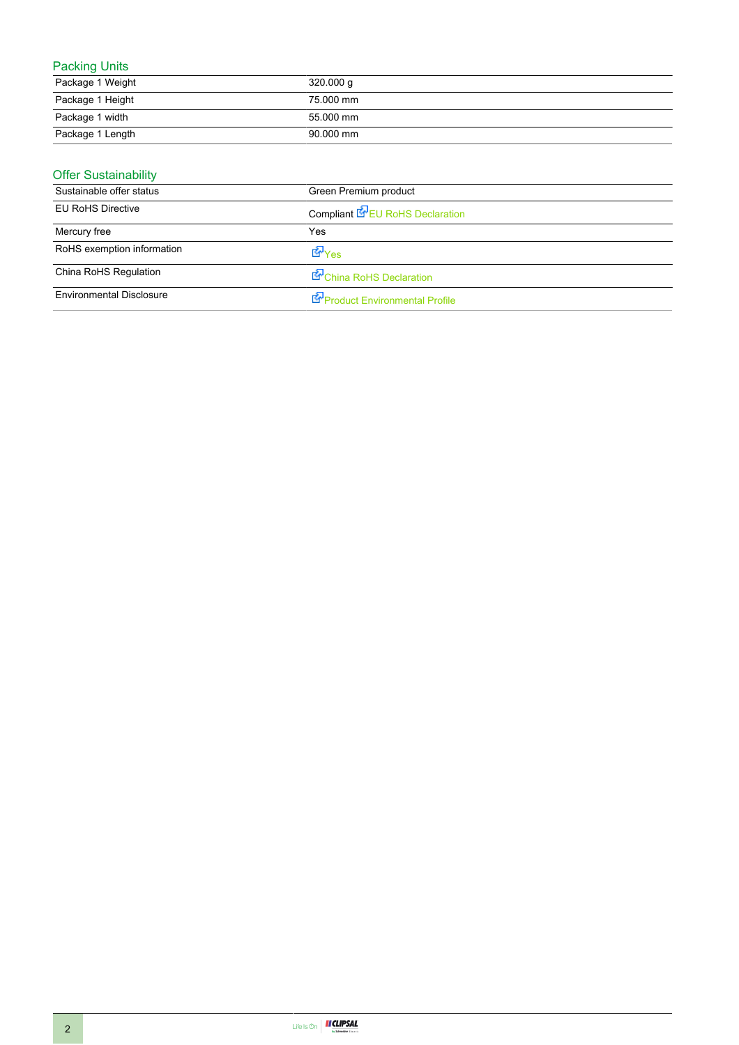## Packing Units

| | |
|---|---|
| Package 1 Weight | 320.000 g |
| Package 1 Height | 75.000 mm |
| Package 1 width | 55.000 mm |
| Package 1 Length | 90.000 mm |

## Offer Sustainability

| | |
|---|---|
| Sustainable offer status | Green Premium product |
| EU RoHS Directive | Compliant EU RoHS Declaration |
| Mercury free | Yes |
| RoHS exemption information | Yes |
| China RoHS Regulation | China RoHS Declaration |
| Environmental Disclosure | Product Environmental Profile |